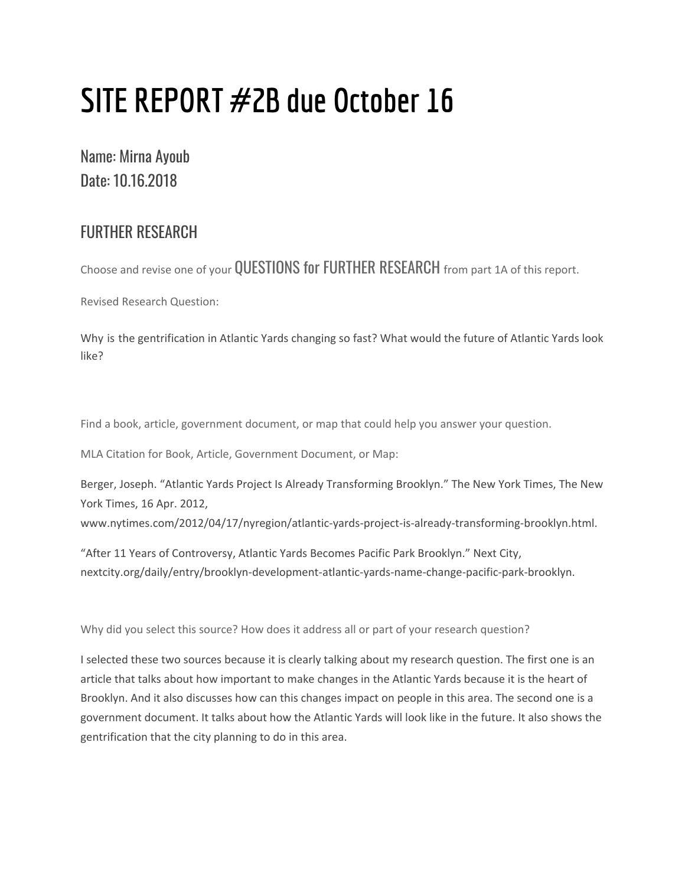# SITE REPORT #2B due October 16

Name: Mirna Ayoub
Date: 10.16.2018

## FURTHER RESEARCH

Choose and revise one of your QUESTIONS for FURTHER RESEARCH from part 1A of this report.

Revised Research Question:

Why is the gentrification in Atlantic Yards changing so fast? What would the future of Atlantic Yards look like?

Find a book, article, government document, or map that could help you answer your question.

MLA Citation for Book, Article, Government Document, or Map:

Berger, Joseph. "Atlantic Yards Project Is Already Transforming Brooklyn." The New York Times, The New York Times, 16 Apr. 2012, www.nytimes.com/2012/04/17/nyregion/atlantic-yards-project-is-already-transforming-brooklyn.html.

"After 11 Years of Controversy, Atlantic Yards Becomes Pacific Park Brooklyn." Next City, nextcity.org/daily/entry/brooklyn-development-atlantic-yards-name-change-pacific-park-brooklyn.

Why did you select this source? How does it address all or part of your research question?

I selected these two sources because it is clearly talking about my research question. The first one is an article that talks about how important to make changes in the Atlantic Yards because it is the heart of Brooklyn. And it also discusses how can this changes impact on people in this area. The second one is a government document. It talks about how the Atlantic Yards will look like in the future. It also shows the gentrification that the city planning to do in this area.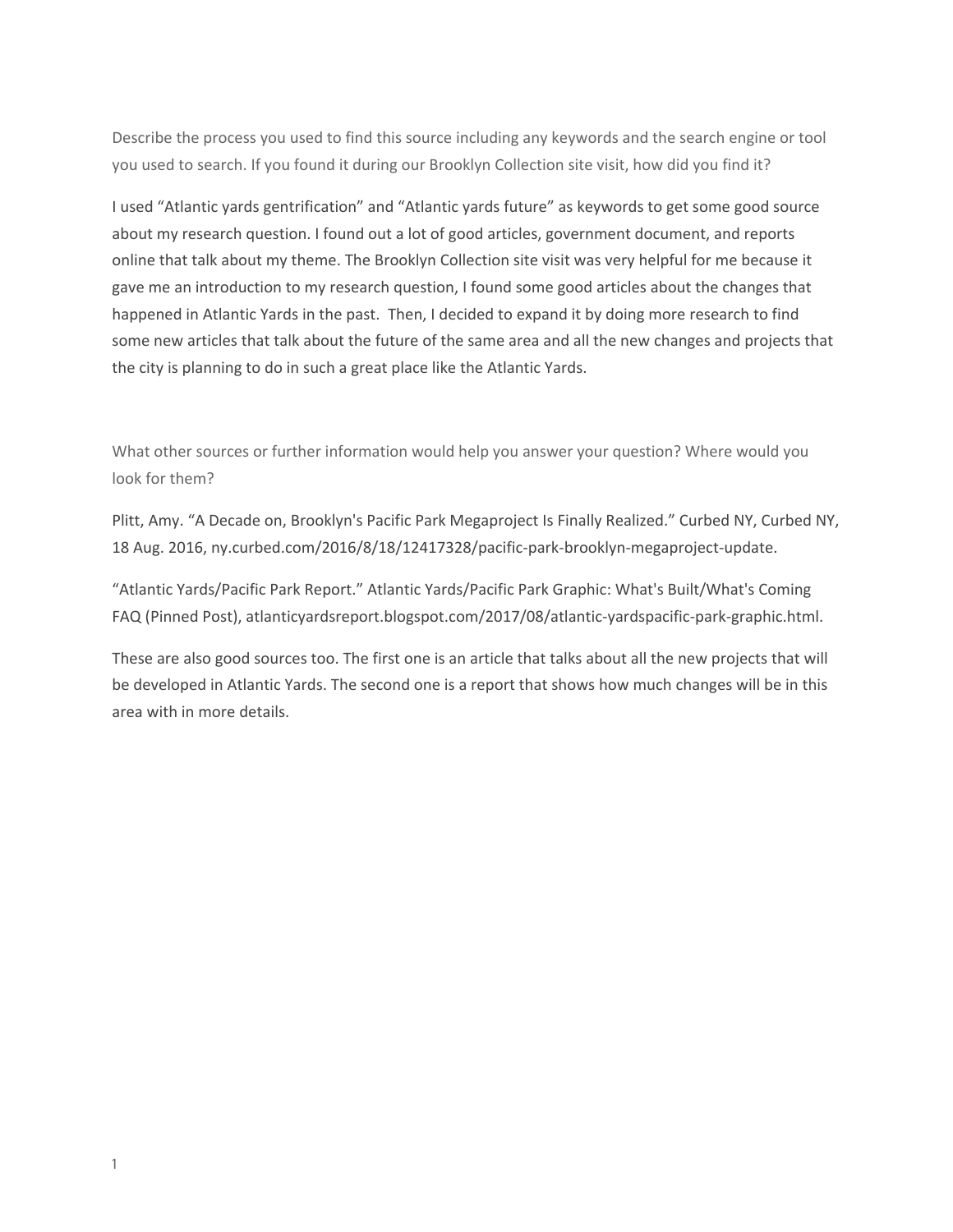Describe the process you used to find this source including any keywords and the search engine or tool you used to search. If you found it during our Brooklyn Collection site visit, how did you find it?

I used "Atlantic yards gentrification" and "Atlantic yards future" as keywords to get some good source about my research question. I found out a lot of good articles, government document, and reports online that talk about my theme. The Brooklyn Collection site visit was very helpful for me because it gave me an introduction to my research question, I found some good articles about the changes that happened in Atlantic Yards in the past. Then, I decided to expand it by doing more research to find some new articles that talk about the future of the same area and all the new changes and projects that the city is planning to do in such a great place like the Atlantic Yards.

What other sources or further information would help you answer your question? Where would you look for them?

Plitt, Amy. "A Decade on, Brooklyn's Pacific Park Megaproject Is Finally Realized." Curbed NY, Curbed NY, 18 Aug. 2016, ny.curbed.com/2016/8/18/12417328/pacific-park-brooklyn-megaproject-update.

"Atlantic Yards/Pacific Park Report." Atlantic Yards/Pacific Park Graphic: What's Built/What's Coming FAQ (Pinned Post), atlanticyardsreport.blogspot.com/2017/08/atlantic-yardspacific-park-graphic.html.

These are also good sources too. The first one is an article that talks about all the new projects that will be developed in Atlantic Yards. The second one is a report that shows how much changes will be in this area with in more details.